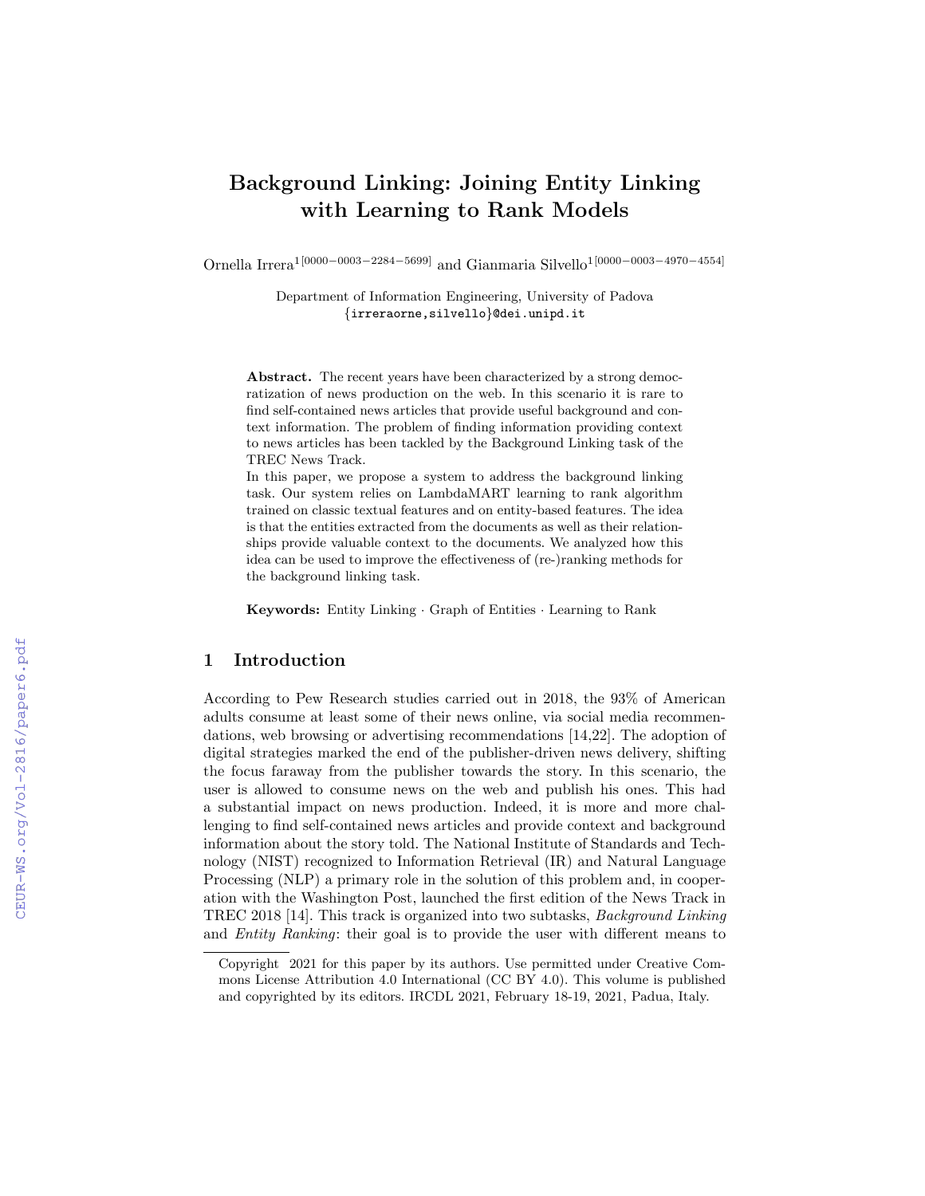# Background Linking: Joining Entity Linking with Learning to Rank Models

Ornella Irrera[1][0000-0003-2284-5699] and Gianmaria Silvello[1][0000-0003-4970-4554]

Department of Information Engineering, University of Padova
{irreraorne,silvello}@dei.unipd.it

**Abstract.** The recent years have been characterized by a strong democratization of news production on the web. In this scenario it is rare to find self-contained news articles that provide useful background and context information. The problem of finding information providing context to news articles has been tackled by the Background Linking task of the TREC News Track.

In this paper, we propose a system to address the background linking task. Our system relies on LambdaMART learning to rank algorithm trained on classic textual features and on entity-based features. The idea is that the entities extracted from the documents as well as their relationships provide valuable context to the documents. We analyzed how this idea can be used to improve the effectiveness of (re-)ranking methods for the background linking task.

**Keywords:** Entity Linking · Graph of Entities · Learning to Rank

## 1 Introduction

According to Pew Research studies carried out in 2018, the 93% of American adults consume at least some of their news online, via social media recommendations, web browsing or advertising recommendations [14,22]. The adoption of digital strategies marked the end of the publisher-driven news delivery, shifting the focus faraway from the publisher towards the story. In this scenario, the user is allowed to consume news on the web and publish his ones. This had a substantial impact on news production. Indeed, it is more and more challenging to find self-contained news articles and provide context and background information about the story told. The National Institute of Standards and Technology (NIST) recognized to Information Retrieval (IR) and Natural Language Processing (NLP) a primary role in the solution of this problem and, in cooperation with the Washington Post, launched the first edition of the News Track in TREC 2018 [14]. This track is organized into two subtasks, *Background Linking* and *Entity Ranking*: their goal is to provide the user with different means to

Copyright 2021 for this paper by its authors. Use permitted under Creative Commons License Attribution 4.0 International (CC BY 4.0). This volume is published and copyrighted by its editors. IRCDL 2021, February 18-19, 2021, Padua, Italy.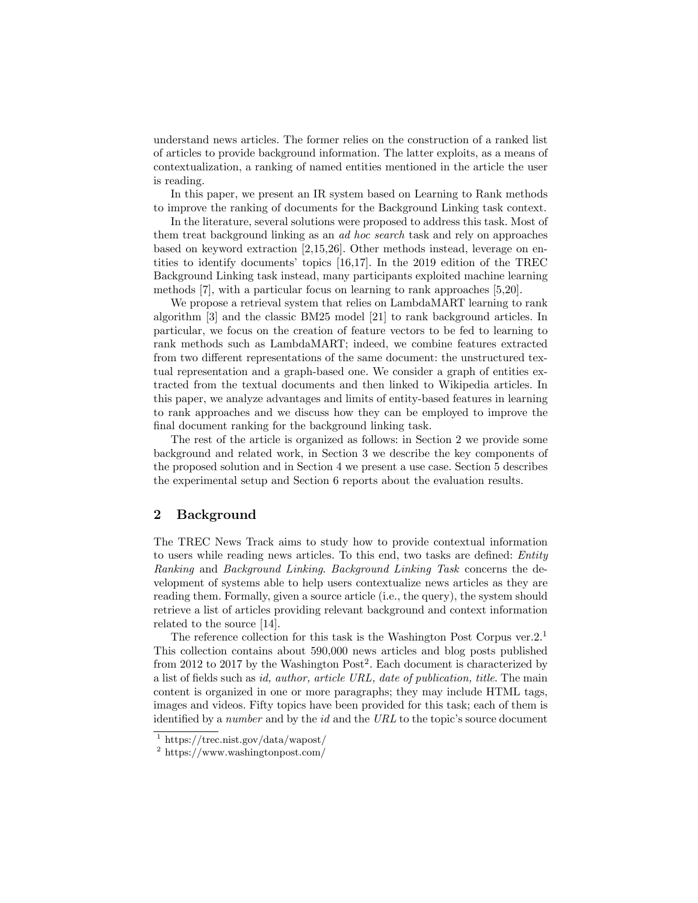understand news articles. The former relies on the construction of a ranked list of articles to provide background information. The latter exploits, as a means of contextualization, a ranking of named entities mentioned in the article the user is reading.

In this paper, we present an IR system based on Learning to Rank methods to improve the ranking of documents for the Background Linking task context.

In the literature, several solutions were proposed to address this task. Most of them treat background linking as an *ad hoc search* task and rely on approaches based on keyword extraction [2,15,26]. Other methods instead, leverage on entities to identify documents' topics [16,17]. In the 2019 edition of the TREC Background Linking task instead, many participants exploited machine learning methods [7], with a particular focus on learning to rank approaches [5,20].

We propose a retrieval system that relies on LambdaMART learning to rank algorithm [3] and the classic BM25 model [21] to rank background articles. In particular, we focus on the creation of feature vectors to be fed to learning to rank methods such as LambdaMART; indeed, we combine features extracted from two different representations of the same document: the unstructured textual representation and a graph-based one. We consider a graph of entities extracted from the textual documents and then linked to Wikipedia articles. In this paper, we analyze advantages and limits of entity-based features in learning to rank approaches and we discuss how they can be employed to improve the final document ranking for the background linking task.

The rest of the article is organized as follows: in Section 2 we provide some background and related work, in Section 3 we describe the key components of the proposed solution and in Section 4 we present a use case. Section 5 describes the experimental setup and Section 6 reports about the evaluation results.

## 2 Background

The TREC News Track aims to study how to provide contextual information to users while reading news articles. To this end, two tasks are defined: *Entity Ranking* and *Background Linking*. *Background Linking Task* concerns the development of systems able to help users contextualize news articles as they are reading them. Formally, given a source article (i.e., the query), the system should retrieve a list of articles providing relevant background and context information related to the source [14].

The reference collection for this task is the Washington Post Corpus ver.2.[1] This collection contains about 590,000 news articles and blog posts published from 2012 to 2017 by the Washington Post[2]. Each document is characterized by a list of fields such as *id, author, article URL, date of publication, title*. The main content is organized in one or more paragraphs; they may include HTML tags, images and videos. Fifty topics have been provided for this task; each of them is identified by a *number* and by the *id* and the *URL* to the topic's source document

[1] https://trec.nist.gov/data/wapost/

[2] https://www.washingtonpost.com/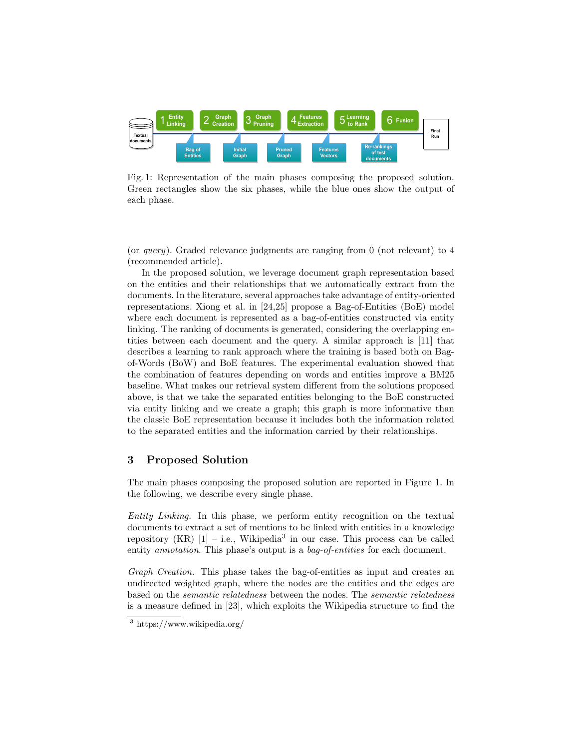Fig. 1: Representation of the main phases composing the proposed solution. Green rectangles show the six phases, while the blue ones show the output of each phase.

(or *query*). Graded relevance judgments are ranging from 0 (not relevant) to 4 (recommended article).

In the proposed solution, we leverage document graph representation based on the entities and their relationships that we automatically extract from the documents. In the literature, several approaches take advantage of entity-oriented representations. Xiong et al. in [24,25] propose a Bag-of-Entities (BoE) model where each document is represented as a bag-of-entities constructed via entity linking. The ranking of documents is generated, considering the overlapping entities between each document and the query. A similar approach is [11] that describes a learning to rank approach where the training is based both on Bag-of-Words (BoW) and BoE features. The experimental evaluation showed that the combination of features depending on words and entities improve a BM25 baseline. What makes our retrieval system different from the solutions proposed above, is that we take the separated entities belonging to the BoE constructed via entity linking and we create a graph; this graph is more informative than the classic BoE representation because it includes both the information related to the separated entities and the information carried by their relationships.

## 3 Proposed Solution

The main phases composing the proposed solution are reported in Figure 1. In the following, we describe every single phase.

*Entity Linking.* In this phase, we perform entity recognition on the textual documents to extract a set of mentions to be linked with entities in a knowledge repository (KR) [1] – i.e., Wikipedia[3] in our case. This process can be called entity *annotation*. This phase's output is a *bag-of-entities* for each document.

*Graph Creation.* This phase takes the bag-of-entities as input and creates an undirected weighted graph, where the nodes are the entities and the edges are based on the *semantic relatedness* between the nodes. The *semantic relatedness* is a measure defined in [23], which exploits the Wikipedia structure to find the

[3] https://www.wikipedia.org/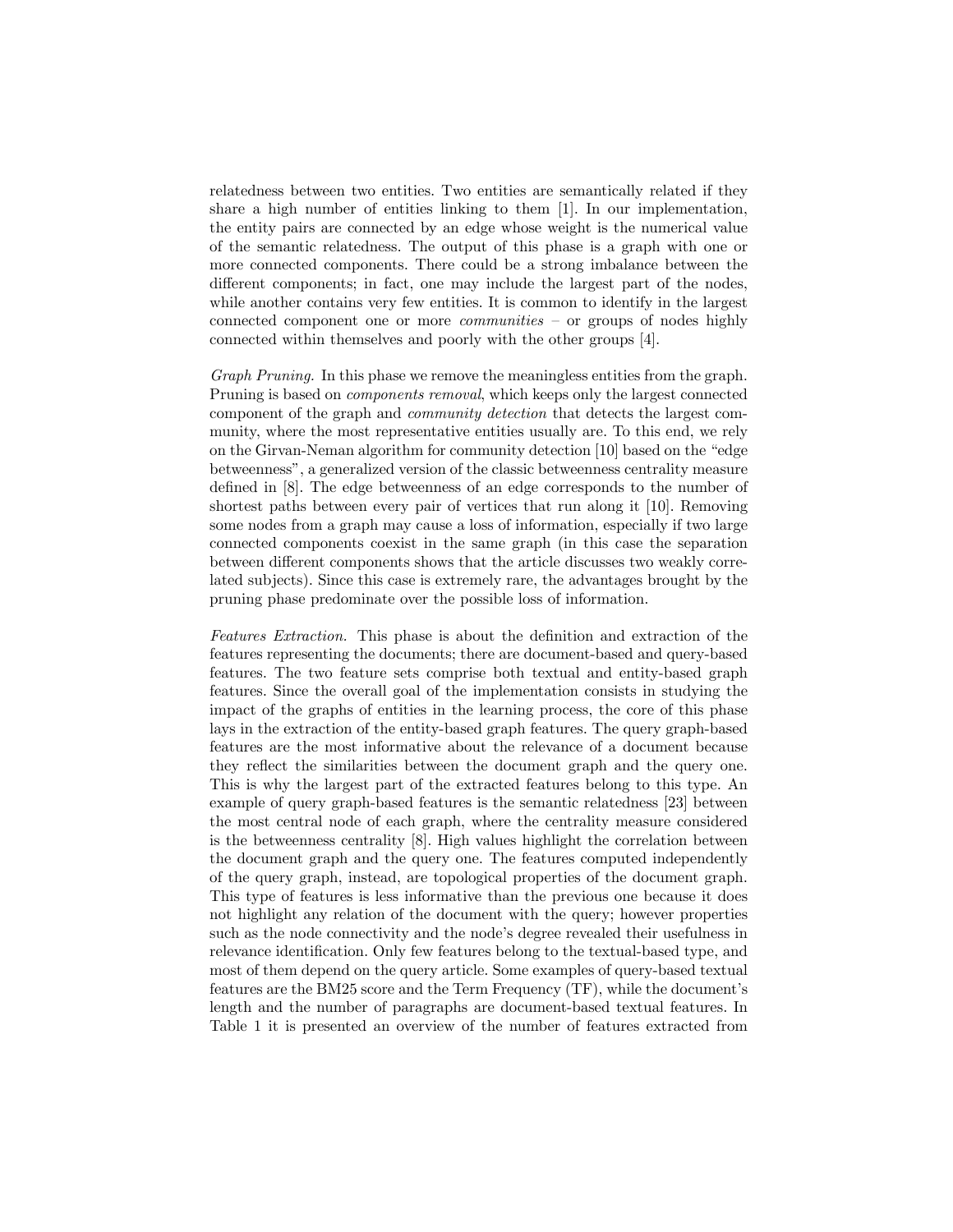relatedness between two entities. Two entities are semantically related if they share a high number of entities linking to them [1]. In our implementation, the entity pairs are connected by an edge whose weight is the numerical value of the semantic relatedness. The output of this phase is a graph with one or more connected components. There could be a strong imbalance between the different components; in fact, one may include the largest part of the nodes, while another contains very few entities. It is common to identify in the largest connected component one or more *communities* – or groups of nodes highly connected within themselves and poorly with the other groups [4].

*Graph Pruning.* In this phase we remove the meaningless entities from the graph. Pruning is based on *components removal*, which keeps only the largest connected component of the graph and *community detection* that detects the largest community, where the most representative entities usually are. To this end, we rely on the Girvan-Neman algorithm for community detection [10] based on the "edge betweenness", a generalized version of the classic betweenness centrality measure defined in [8]. The edge betweenness of an edge corresponds to the number of shortest paths between every pair of vertices that run along it [10]. Removing some nodes from a graph may cause a loss of information, especially if two large connected components coexist in the same graph (in this case the separation between different components shows that the article discusses two weakly correlated subjects). Since this case is extremely rare, the advantages brought by the pruning phase predominate over the possible loss of information.

*Features Extraction.* This phase is about the definition and extraction of the features representing the documents; there are document-based and query-based features. The two feature sets comprise both textual and entity-based graph features. Since the overall goal of the implementation consists in studying the impact of the graphs of entities in the learning process, the core of this phase lays in the extraction of the entity-based graph features. The query graph-based features are the most informative about the relevance of a document because they reflect the similarities between the document graph and the query one. This is why the largest part of the extracted features belong to this type. An example of query graph-based features is the semantic relatedness [23] between the most central node of each graph, where the centrality measure considered is the betweenness centrality [8]. High values highlight the correlation between the document graph and the query one. The features computed independently of the query graph, instead, are topological properties of the document graph. This type of features is less informative than the previous one because it does not highlight any relation of the document with the query; however properties such as the node connectivity and the node's degree revealed their usefulness in relevance identification. Only few features belong to the textual-based type, and most of them depend on the query article. Some examples of query-based textual features are the BM25 score and the Term Frequency (TF), while the document's length and the number of paragraphs are document-based textual features. In Table 1 it is presented an overview of the number of features extracted from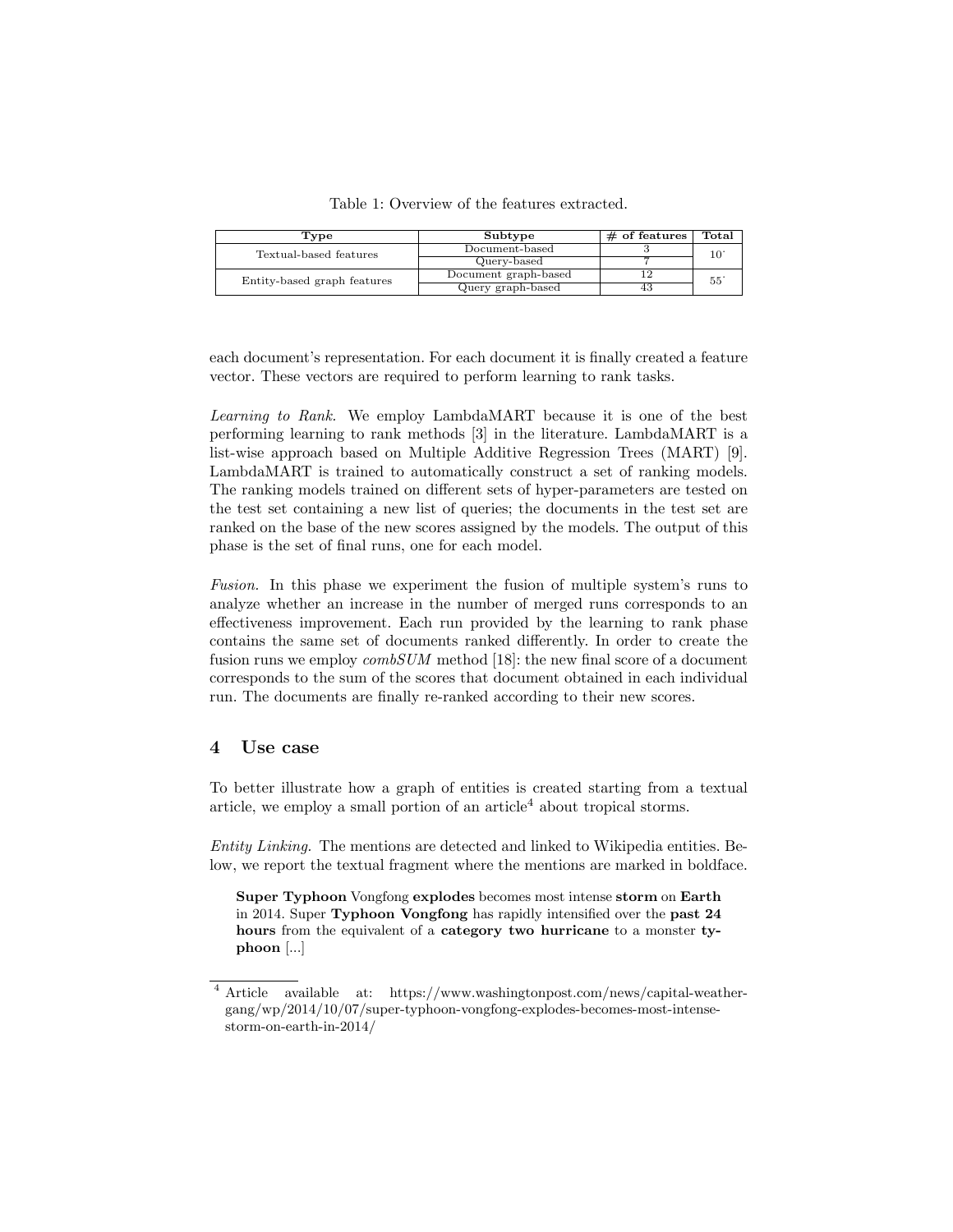Table 1: Overview of the features extracted.

| Type | Subtype | # of features | Total |
| --- | --- | --- | --- |
| Textual-based features | Document-based | 3 | 10 |
| | Query-based | 7 | |
| Entity-based graph features | Document graph-based | 12 | 55 |
| | Query graph-based | 43 | |

each document's representation. For each document it is finally created a feature vector. These vectors are required to perform learning to rank tasks.

*Learning to Rank.* We employ LambdaMART because it is one of the best performing learning to rank methods [3] in the literature. LambdaMART is a list-wise approach based on Multiple Additive Regression Trees (MART) [9]. LambdaMART is trained to automatically construct a set of ranking models. The ranking models trained on different sets of hyper-parameters are tested on the test set containing a new list of queries; the documents in the test set are ranked on the base of the new scores assigned by the models. The output of this phase is the set of final runs, one for each model.

*Fusion.* In this phase we experiment the fusion of multiple system's runs to analyze whether an increase in the number of merged runs corresponds to an effectiveness improvement. Each run provided by the learning to rank phase contains the same set of documents ranked differently. In order to create the fusion runs we employ *combSUM* method [18]: the new final score of a document corresponds to the sum of the scores that document obtained in each individual run. The documents are finally re-ranked according to their new scores.

## 4 Use case

To better illustrate how a graph of entities is created starting from a textual article, we employ a small portion of an article[4] about tropical storms.

*Entity Linking.* The mentions are detected and linked to Wikipedia entities. Below, we report the textual fragment where the mentions are marked in boldface.

> **Super Typhoon** Vongfong **explodes** becomes most intense **storm** on **Earth** in 2014. Super **Typhoon Vongfong** has rapidly intensified over the **past 24 hours** from the equivalent of a **category two hurricane** to a monster **typhoon** [...]

[4] Article available at: https://www.washingtonpost.com/news/capital-weather-gang/wp/2014/10/07/super-typhoon-vongfong-explodes-becomes-most-intense-storm-on-earth-in-2014/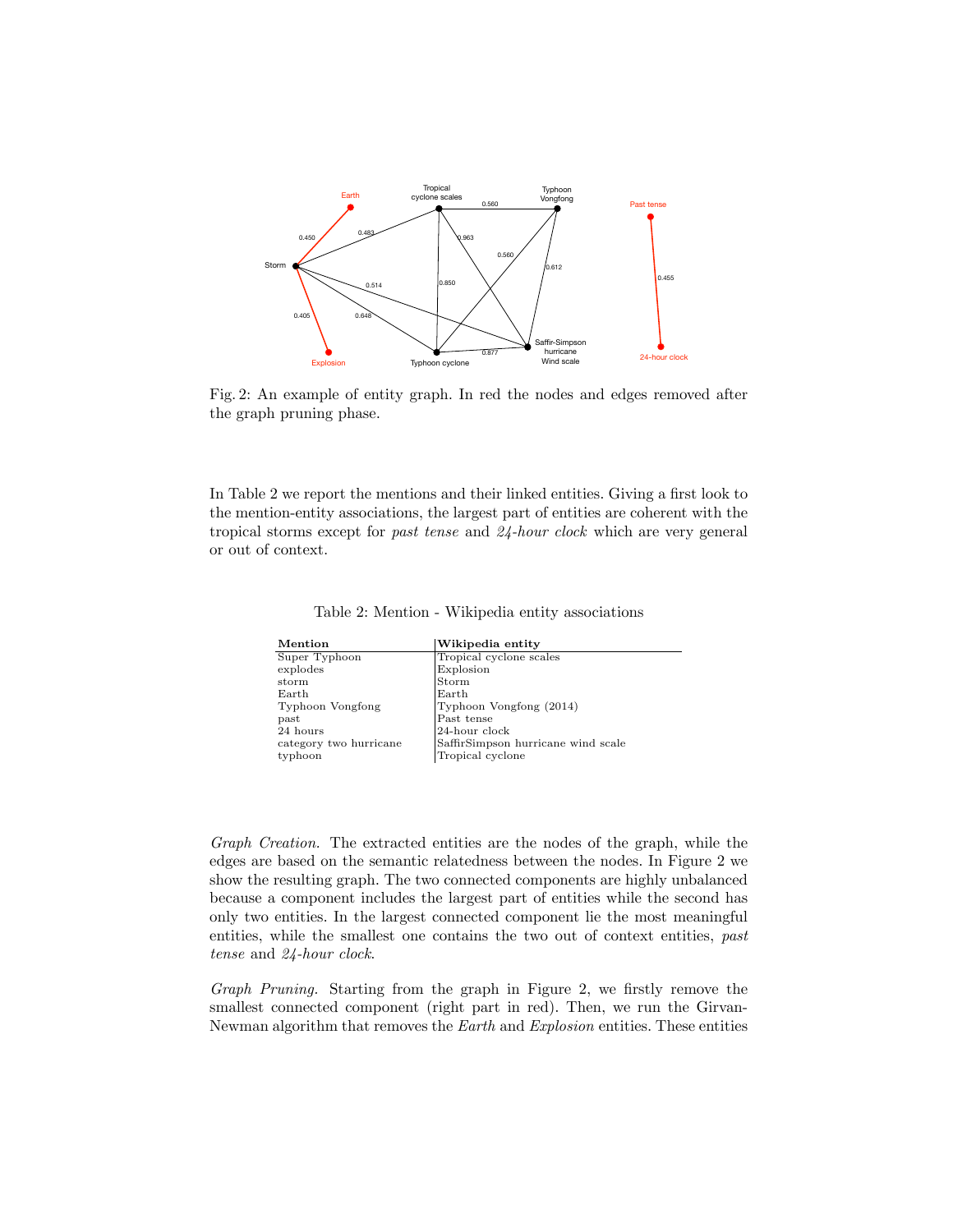Fig. 2: An example of entity graph. In red the nodes and edges removed after the graph pruning phase.

In Table 2 we report the mentions and their linked entities. Giving a first look to the mention-entity associations, the largest part of entities are coherent with the tropical storms except for *past tense* and *24-hour clock* which are very general or out of context.

Table 2: Mention - Wikipedia entity associations

| Mention | Wikipedia entity |
|---|---|
| Super Typhoon | Tropical cyclone scales |
| explodes | Explosion |
| storm | Storm |
| Earth | Earth |
| Typhoon Vongfong | Typhoon Vongfong (2014) |
| past | Past tense |
| 24 hours | 24-hour clock |
| category two hurricane | SaffirSimpson hurricane wind scale |
| typhoon | Tropical cyclone |

*Graph Creation.* The extracted entities are the nodes of the graph, while the edges are based on the semantic relatedness between the nodes. In Figure 2 we show the resulting graph. The two connected components are highly unbalanced because a component includes the largest part of entities while the second has only two entities. In the largest connected component lie the most meaningful entities, while the smallest one contains the two out of context entities, *past tense* and *24-hour clock*.

*Graph Pruning.* Starting from the graph in Figure 2, we firstly remove the smallest connected component (right part in red). Then, we run the Girvan-Newman algorithm that removes the *Earth* and *Explosion* entities. These entities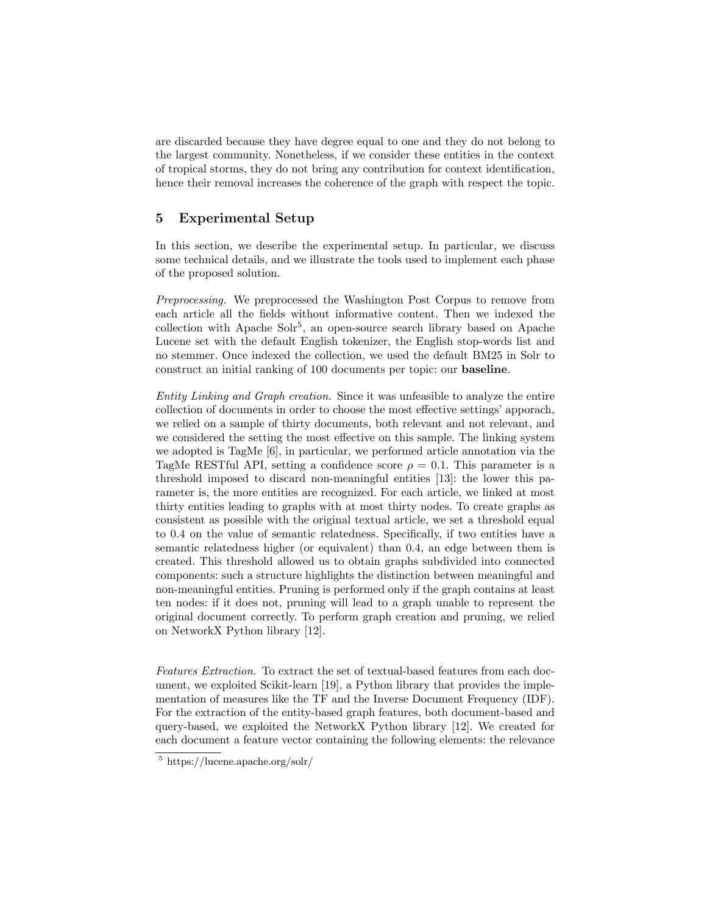are discarded because they have degree equal to one and they do not belong to the largest community. Nonetheless, if we consider these entities in the context of tropical storms, they do not bring any contribution for context identification, hence their removal increases the coherence of the graph with respect the topic.

## 5 Experimental Setup

In this section, we describe the experimental setup. In particular, we discuss some technical details, and we illustrate the tools used to implement each phase of the proposed solution.

*Preprocessing.* We preprocessed the Washington Post Corpus to remove from each article all the fields without informative content. Then we indexed the collection with Apache Solr[5], an open-source search library based on Apache Lucene set with the default English tokenizer, the English stop-words list and no stemmer. Once indexed the collection, we used the default BM25 in Solr to construct an initial ranking of 100 documents per topic: our **baseline**.

*Entity Linking and Graph creation.* Since it was unfeasible to analyze the entire collection of documents in order to choose the most effective settings' apporach, we relied on a sample of thirty documents, both relevant and not relevant, and we considered the setting the most effective on this sample. The linking system we adopted is TagMe [6], in particular, we performed article annotation via the TagMe RESTful API, setting a confidence score $\rho = 0.1$. This parameter is a threshold imposed to discard non-meaningful entities [13]: the lower this parameter is, the more entities are recognized. For each article, we linked at most thirty entities leading to graphs with at most thirty nodes. To create graphs as consistent as possible with the original textual article, we set a threshold equal to 0.4 on the value of semantic relatedness. Specifically, if two entities have a semantic relatedness higher (or equivalent) than 0.4, an edge between them is created. This threshold allowed us to obtain graphs subdivided into connected components: such a structure highlights the distinction between meaningful and non-meaningful entities. Pruning is performed only if the graph contains at least ten nodes: if it does not, pruning will lead to a graph unable to represent the original document correctly. To perform graph creation and pruning, we relied on NetworkX Python library [12].

*Features Extraction.* To extract the set of textual-based features from each document, we exploited Scikit-learn [19], a Python library that provides the implementation of measures like the TF and the Inverse Document Frequency (IDF). For the extraction of the entity-based graph features, both document-based and query-based, we exploited the NetworkX Python library [12]. We created for each document a feature vector containing the following elements: the relevance

[5] https://lucene.apache.org/solr/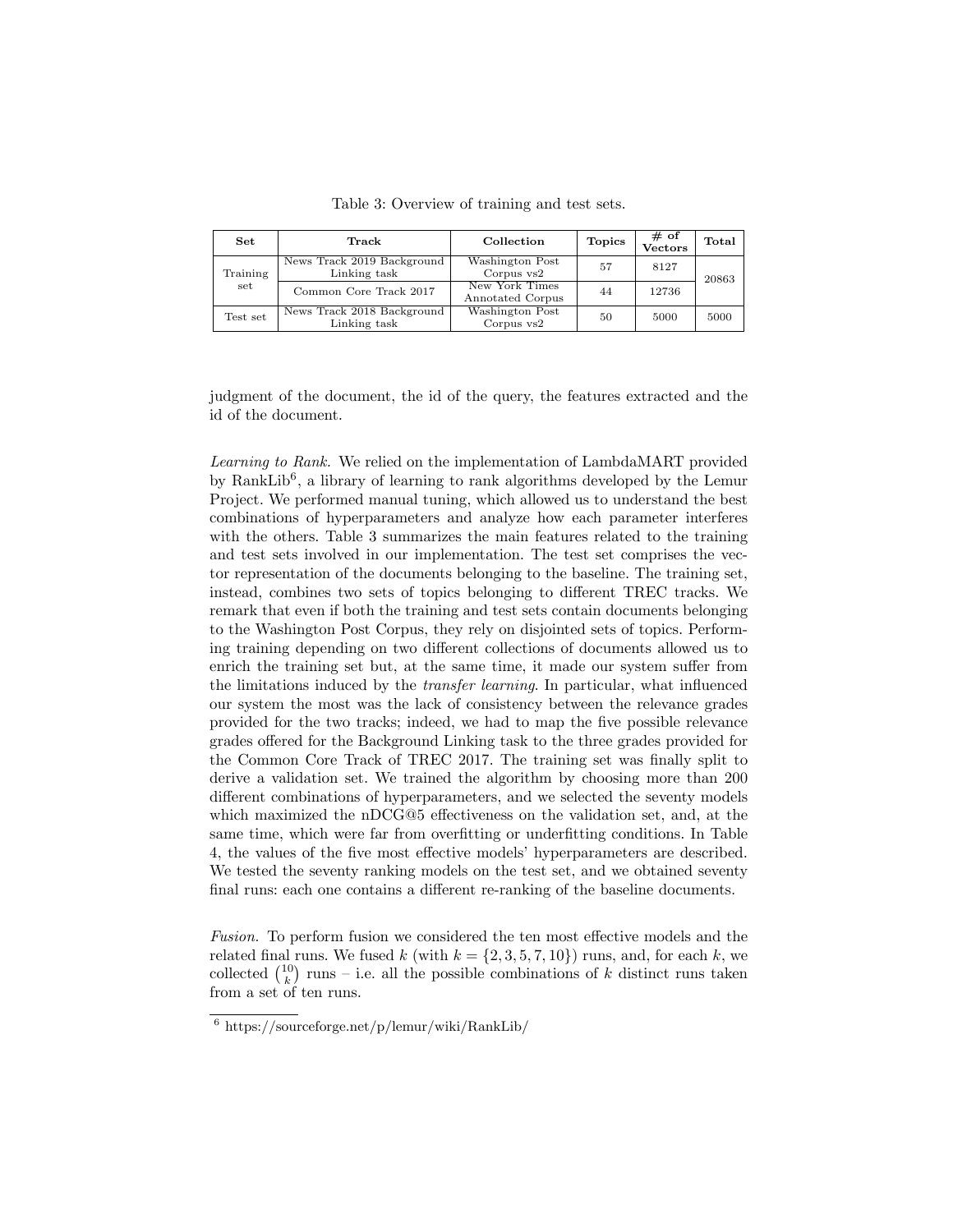Table 3: Overview of training and test sets.

| Set | Track | Collection | Topics | # of Vectors | Total |
|---|---|---|---|---|---|
| Training set | News Track 2019 Background Linking task | Washington Post Corpus vs2 | 57 | 8127 | 20863 |
| | Common Core Track 2017 | New York Times Annotated Corpus | 44 | 12736 | |
| Test set | News Track 2018 Background Linking task | Washington Post Corpus vs2 | 50 | 5000 | 5000 |

judgment of the document, the id of the query, the features extracted and the id of the document.

*Learning to Rank.* We relied on the implementation of LambdaMART provided by RankLib[6], a library of learning to rank algorithms developed by the Lemur Project. We performed manual tuning, which allowed us to understand the best combinations of hyperparameters and analyze how each parameter interferes with the others. Table 3 summarizes the main features related to the training and test sets involved in our implementation. The test set comprises the vector representation of the documents belonging to the baseline. The training set, instead, combines two sets of topics belonging to different TREC tracks. We remark that even if both the training and test sets contain documents belonging to the Washington Post Corpus, they rely on disjointed sets of topics. Performing training depending on two different collections of documents allowed us to enrich the training set but, at the same time, it made our system suffer from the limitations induced by the *transfer learning*. In particular, what influenced our system the most was the lack of consistency between the relevance grades provided for the two tracks; indeed, we had to map the five possible relevance grades offered for the Background Linking task to the three grades provided for the Common Core Track of TREC 2017. The training set was finally split to derive a validation set. We trained the algorithm by choosing more than 200 different combinations of hyperparameters, and we selected the seventy models which maximized the nDCG@5 effectiveness on the validation set, and, at the same time, which were far from overfitting or underfitting conditions. In Table 4, the values of the five most effective models' hyperparameters are described. We tested the seventy ranking models on the test set, and we obtained seventy final runs: each one contains a different re-ranking of the baseline documents.

*Fusion.* To perform fusion we considered the ten most effective models and the related final runs. We fused $k$ (with $k = \{2, 3, 5, 7, 10\}$) runs, and, for each $k$, we collected $\binom{10}{k}$ runs – i.e. all the possible combinations of $k$ distinct runs taken from a set of ten runs.

[6] https://sourceforge.net/p/lemur/wiki/RankLib/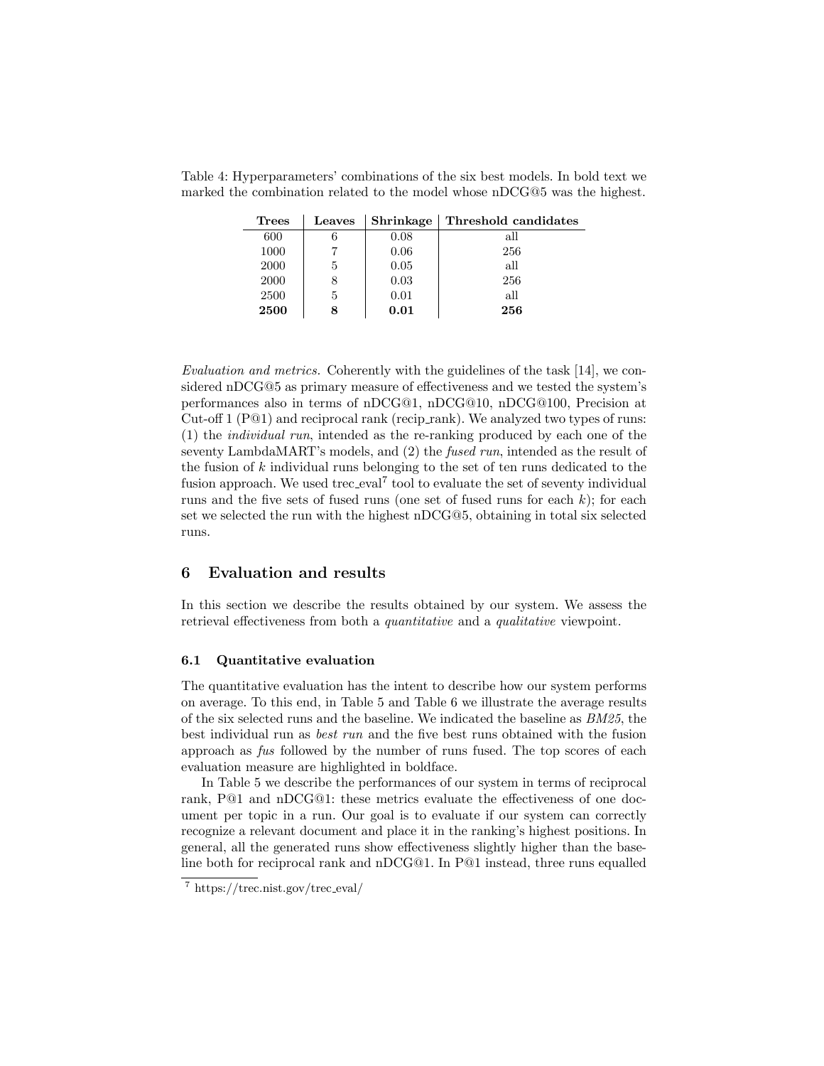Table 4: Hyperparameters' combinations of the six best models. In bold text we marked the combination related to the model whose nDCG@5 was the highest.

| Trees | Leaves | Shrinkage | Threshold candidates |
|---|---|---|---|
| 600 | 6 | 0.08 | all |
| 1000 | 7 | 0.06 | 256 |
| 2000 | 5 | 0.05 | all |
| 2000 | 8 | 0.03 | 256 |
| 2500 | 5 | 0.01 | all |
| **2500** | **8** | **0.01** | **256** |

*Evaluation and metrics.* Coherently with the guidelines of the task [14], we considered nDCG@5 as primary measure of effectiveness and we tested the system's performances also in terms of nDCG@1, nDCG@10, nDCG@100, Precision at Cut-off 1 (P@1) and reciprocal rank (recip_rank). We analyzed two types of runs: (1) the *individual run*, intended as the re-ranking produced by each one of the seventy LambdaMART's models, and (2) the *fused run*, intended as the result of the fusion of $k$ individual runs belonging to the set of ten runs dedicated to the fusion approach. We used trec_eval[7] tool to evaluate the set of seventy individual runs and the five sets of fused runs (one set of fused runs for each $k$); for each set we selected the run with the highest nDCG@5, obtaining in total six selected runs.

## 6 Evaluation and results

In this section we describe the results obtained by our system. We assess the retrieval effectiveness from both a *quantitative* and a *qualitative* viewpoint.

### 6.1 Quantitative evaluation

The quantitative evaluation has the intent to describe how our system performs on average. To this end, in Table 5 and Table 6 we illustrate the average results of the six selected runs and the baseline. We indicated the baseline as *BM25*, the best individual run as *best run* and the five best runs obtained with the fusion approach as *fus* followed by the number of runs fused. The top scores of each evaluation measure are highlighted in boldface.

In Table 5 we describe the performances of our system in terms of reciprocal rank, P@1 and nDCG@1: these metrics evaluate the effectiveness of one document per topic in a run. Our goal is to evaluate if our system can correctly recognize a relevant document and place it in the ranking's highest positions. In general, all the generated runs show effectiveness slightly higher than the baseline both for reciprocal rank and nDCG@1. In P@1 instead, three runs equalled

[7] https://trec.nist.gov/trec_eval/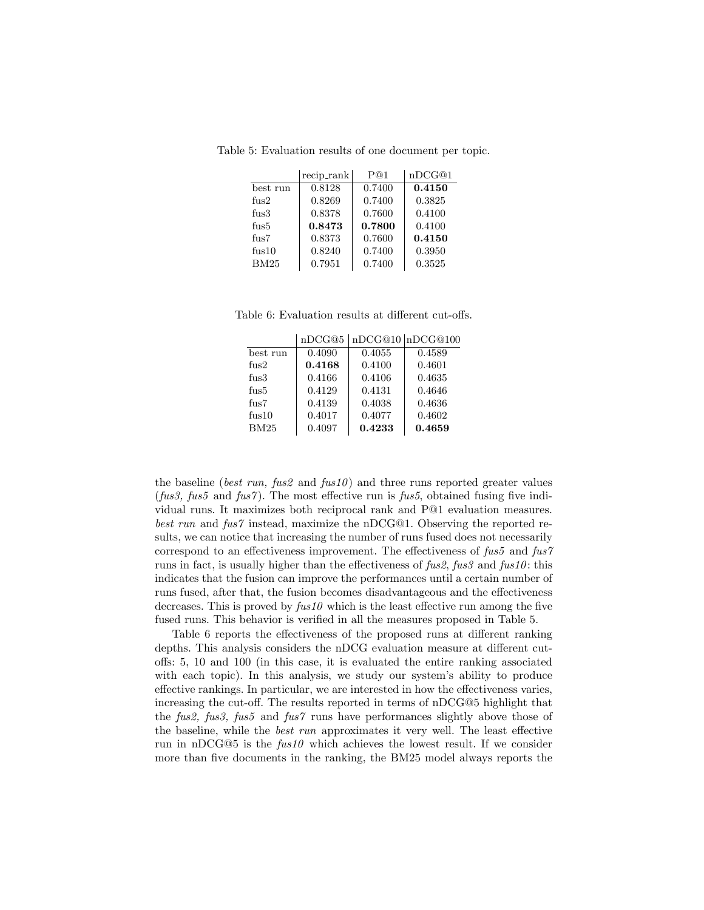Table 5: Evaluation results of one document per topic.

| | recip_rank | P@1 | nDCG@1 |
|---|---|---|---|
| best run | 0.8128 | 0.7400 | **0.4150** |
| fus2 | 0.8269 | 0.7400 | 0.3825 |
| fus3 | 0.8378 | 0.7600 | 0.4100 |
| fus5 | **0.8473** | **0.7800** | 0.4100 |
| fus7 | 0.8373 | 0.7600 | **0.4150** |
| fus10 | 0.8240 | 0.7400 | 0.3950 |
| BM25 | 0.7951 | 0.7400 | 0.3525 |

Table 6: Evaluation results at different cut-offs.

| | nDCG@5 | nDCG@10 | nDCG@100 |
|---|---|---|---|
| best run | 0.4090 | 0.4055 | 0.4589 |
| fus2 | **0.4168** | 0.4100 | 0.4601 |
| fus3 | 0.4166 | 0.4106 | 0.4635 |
| fus5 | 0.4129 | 0.4131 | 0.4646 |
| fus7 | 0.4139 | 0.4038 | 0.4636 |
| fus10 | 0.4017 | 0.4077 | 0.4602 |
| BM25 | 0.4097 | **0.4233** | **0.4659** |

the baseline (*best run, fus2* and *fus10*) and three runs reported greater values (*fus3, fus5* and *fus7*). The most effective run is *fus5*, obtained fusing five individual runs. It maximizes both reciprocal rank and P@1 evaluation measures. *best run* and *fus7* instead, maximize the nDCG@1. Observing the reported results, we can notice that increasing the number of runs fused does not necessarily correspond to an effectiveness improvement. The effectiveness of *fus5* and *fus7* runs in fact, is usually higher than the effectiveness of *fus2*, *fus3* and *fus10*: this indicates that the fusion can improve the performances until a certain number of runs fused, after that, the fusion becomes disadvantageous and the effectiveness decreases. This is proved by *fus10* which is the least effective run among the five fused runs. This behavior is verified in all the measures proposed in Table 5.

Table 6 reports the effectiveness of the proposed runs at different ranking depths. This analysis considers the nDCG evaluation measure at different cut-offs: 5, 10 and 100 (in this case, it is evaluated the entire ranking associated with each topic). In this analysis, we study our system's ability to produce effective rankings. In particular, we are interested in how the effectiveness varies, increasing the cut-off. The results reported in terms of nDCG@5 highlight that the *fus2, fus3, fus5* and *fus7* runs have performances slightly above those of the baseline, while the *best run* approximates it very well. The least effective run in nDCG@5 is the *fus10* which achieves the lowest result. If we consider more than five documents in the ranking, the BM25 model always reports the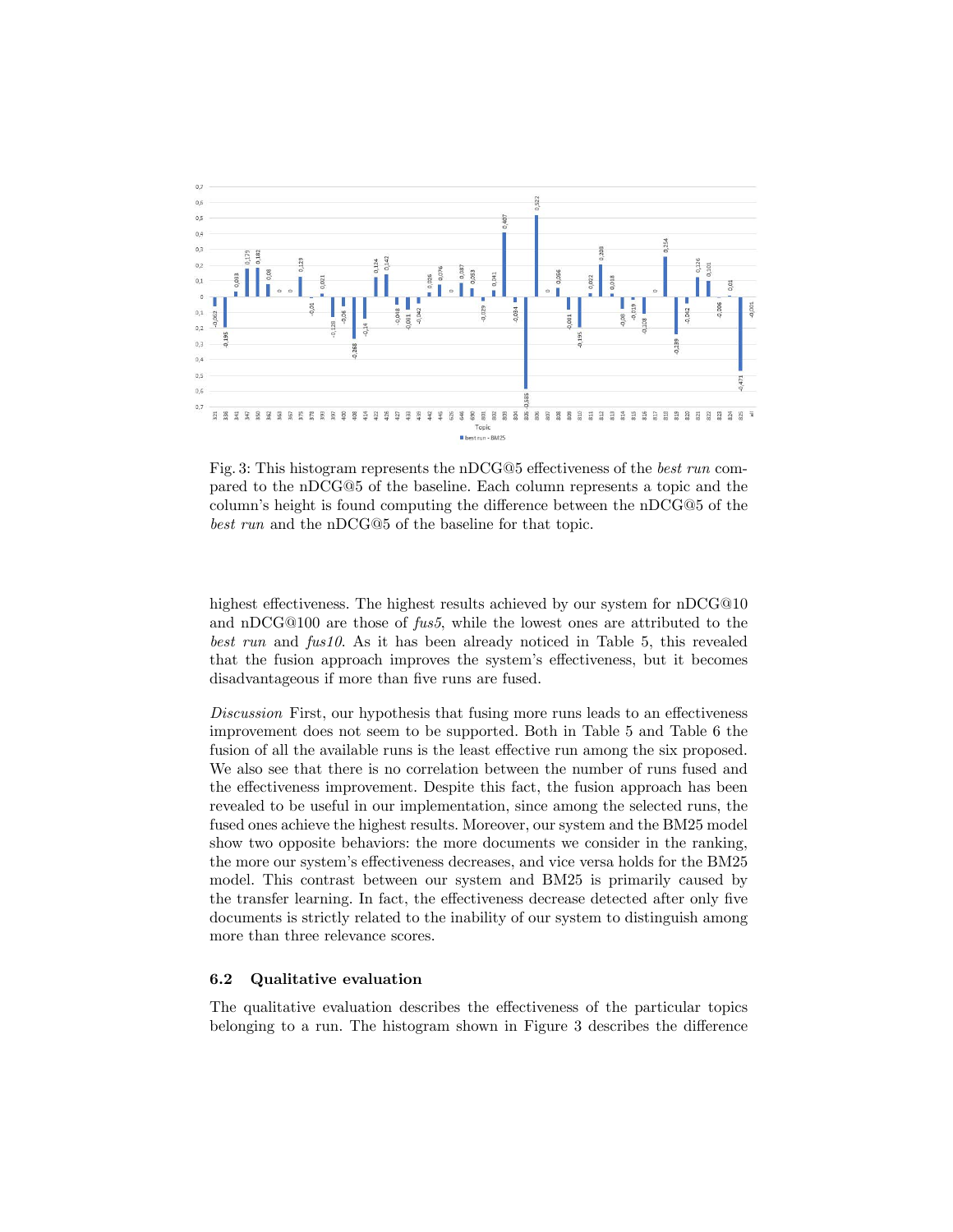Fig. 3: This histogram represents the nDCG@5 effectiveness of the *best run* compared to the nDCG@5 of the baseline. Each column represents a topic and the column's height is found computing the difference between the nDCG@5 of the *best run* and the nDCG@5 of the baseline for that topic.

highest effectiveness. The highest results achieved by our system for nDCG@10 and nDCG@100 are those of *fus5*, while the lowest ones are attributed to the *best run* and *fus10*. As it has been already noticed in Table 5, this revealed that the fusion approach improves the system's effectiveness, but it becomes disadvantageous if more than five runs are fused.

*Discussion* First, our hypothesis that fusing more runs leads to an effectiveness improvement does not seem to be supported. Both in Table 5 and Table 6 the fusion of all the available runs is the least effective run among the six proposed. We also see that there is no correlation between the number of runs fused and the effectiveness improvement. Despite this fact, the fusion approach has been revealed to be useful in our implementation, since among the selected runs, the fused ones achieve the highest results. Moreover, our system and the BM25 model show two opposite behaviors: the more documents we consider in the ranking, the more our system's effectiveness decreases, and vice versa holds for the BM25 model. This contrast between our system and BM25 is primarily caused by the transfer learning. In fact, the effectiveness decrease detected after only five documents is strictly related to the inability of our system to distinguish among more than three relevance scores.

### 6.2 Qualitative evaluation

The qualitative evaluation describes the effectiveness of the particular topics belonging to a run. The histogram shown in Figure 3 describes the difference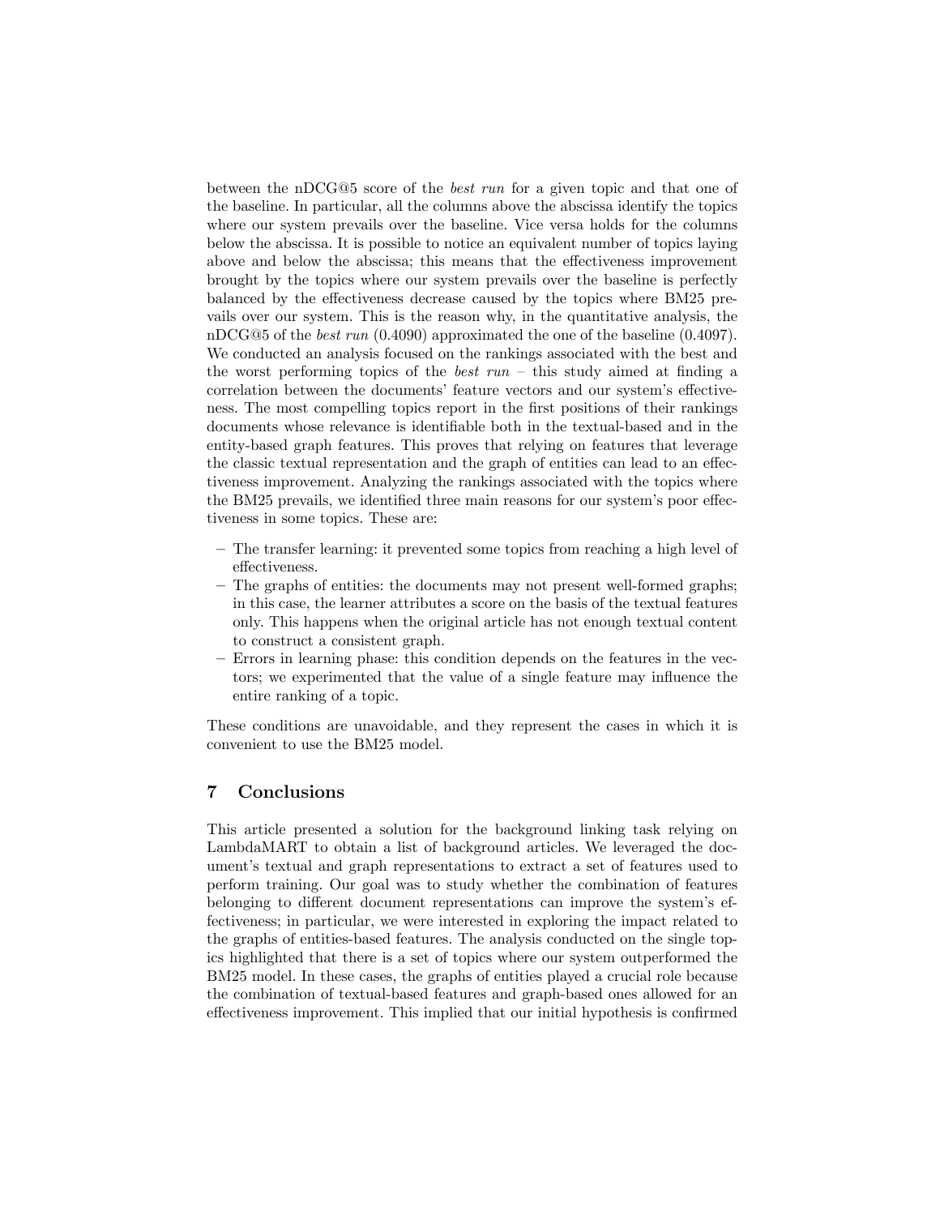between the nDCG@5 score of the *best run* for a given topic and that one of the baseline. In particular, all the columns above the abscissa identify the topics where our system prevails over the baseline. Vice versa holds for the columns below the abscissa. It is possible to notice an equivalent number of topics laying above and below the abscissa; this means that the effectiveness improvement brought by the topics where our system prevails over the baseline is perfectly balanced by the effectiveness decrease caused by the topics where BM25 prevails over our system. This is the reason why, in the quantitative analysis, the nDCG@5 of the *best run* (0.4090) approximated the one of the baseline (0.4097). We conducted an analysis focused on the rankings associated with the best and the worst performing topics of the *best run* – this study aimed at finding a correlation between the documents' feature vectors and our system's effectiveness. The most compelling topics report in the first positions of their rankings documents whose relevance is identifiable both in the textual-based and in the entity-based graph features. This proves that relying on features that leverage the classic textual representation and the graph of entities can lead to an effectiveness improvement. Analyzing the rankings associated with the topics where the BM25 prevails, we identified three main reasons for our system's poor effectiveness in some topics. These are:

- The transfer learning: it prevented some topics from reaching a high level of effectiveness.
- The graphs of entities: the documents may not present well-formed graphs; in this case, the learner attributes a score on the basis of the textual features only. This happens when the original article has not enough textual content to construct a consistent graph.
- Errors in learning phase: this condition depends on the features in the vectors; we experimented that the value of a single feature may influence the entire ranking of a topic.

These conditions are unavoidable, and they represent the cases in which it is convenient to use the BM25 model.

## 7 Conclusions

This article presented a solution for the background linking task relying on LambdaMART to obtain a list of background articles. We leveraged the document's textual and graph representations to extract a set of features used to perform training. Our goal was to study whether the combination of features belonging to different document representations can improve the system's effectiveness; in particular, we were interested in exploring the impact related to the graphs of entities-based features. The analysis conducted on the single topics highlighted that there is a set of topics where our system outperformed the BM25 model. In these cases, the graphs of entities played a crucial role because the combination of textual-based features and graph-based ones allowed for an effectiveness improvement. This implied that our initial hypothesis is confirmed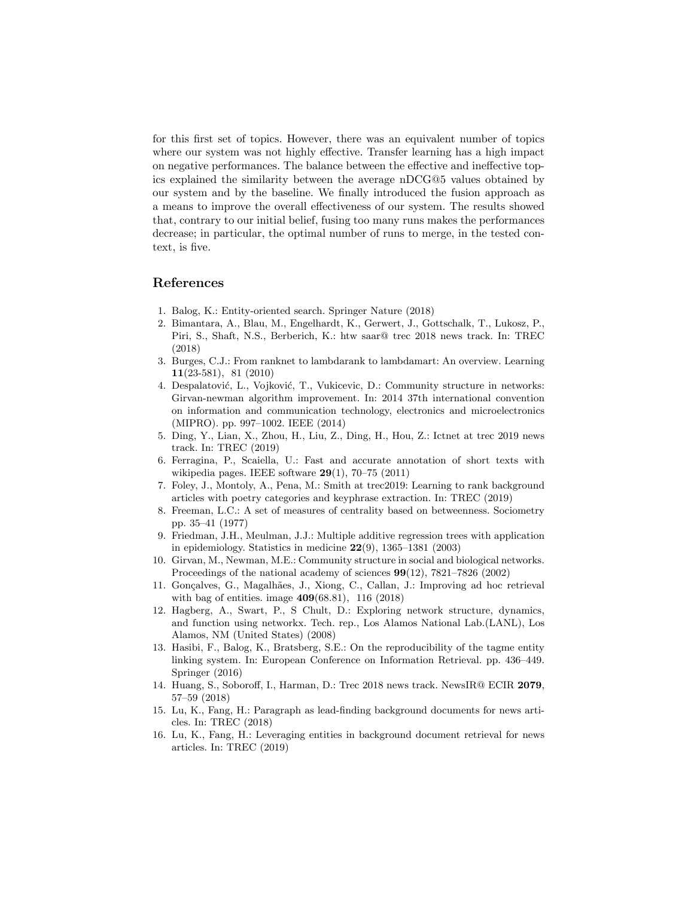for this first set of topics. However, there was an equivalent number of topics where our system was not highly effective. Transfer learning has a high impact on negative performances. The balance between the effective and ineffective topics explained the similarity between the average nDCG@5 values obtained by our system and by the baseline. We finally introduced the fusion approach as a means to improve the overall effectiveness of our system. The results showed that, contrary to our initial belief, fusing too many runs makes the performances decrease; in particular, the optimal number of runs to merge, in the tested context, is five.

## References

1. Balog, K.: Entity-oriented search. Springer Nature (2018)
2. Bimantara, A., Blau, M., Engelhardt, K., Gerwert, J., Gottschalk, T., Lukosz, P., Piri, S., Shaft, N.S., Berberich, K.: htw saar@ trec 2018 news track. In: TREC (2018)
3. Burges, C.J.: From ranknet to lambdarank to lambdamart: An overview. Learning **11**(23-581), 81 (2010)
4. Despalatović, L., Vojković, T., Vukicevic, D.: Community structure in networks: Girvan-newman algorithm improvement. In: 2014 37th international convention on information and communication technology, electronics and microelectronics (MIPRO). pp. 997–1002. IEEE (2014)
5. Ding, Y., Lian, X., Zhou, H., Liu, Z., Ding, H., Hou, Z.: Ictnet at trec 2019 news track. In: TREC (2019)
6. Ferragina, P., Scaiella, U.: Fast and accurate annotation of short texts with wikipedia pages. IEEE software **29**(1), 70–75 (2011)
7. Foley, J., Montoly, A., Pena, M.: Smith at trec2019: Learning to rank background articles with poetry categories and keyphrase extraction. In: TREC (2019)
8. Freeman, L.C.: A set of measures of centrality based on betweenness. Sociometry pp. 35–41 (1977)
9. Friedman, J.H., Meulman, J.J.: Multiple additive regression trees with application in epidemiology. Statistics in medicine **22**(9), 1365–1381 (2003)
10. Girvan, M., Newman, M.E.: Community structure in social and biological networks. Proceedings of the national academy of sciences **99**(12), 7821–7826 (2002)
11. Gonçalves, G., Magalhães, J., Xiong, C., Callan, J.: Improving ad hoc retrieval with bag of entities. image **409**(68.81), 116 (2018)
12. Hagberg, A., Swart, P., S Chult, D.: Exploring network structure, dynamics, and function using networkx. Tech. rep., Los Alamos National Lab.(LANL), Los Alamos, NM (United States) (2008)
13. Hasibi, F., Balog, K., Bratsberg, S.E.: On the reproducibility of the tagme entity linking system. In: European Conference on Information Retrieval. pp. 436–449. Springer (2016)
14. Huang, S., Soboroff, I., Harman, D.: Trec 2018 news track. NewsIR@ ECIR **2079**, 57–59 (2018)
15. Lu, K., Fang, H.: Paragraph as lead-finding background documents for news articles. In: TREC (2018)
16. Lu, K., Fang, H.: Leveraging entities in background document retrieval for news articles. In: TREC (2019)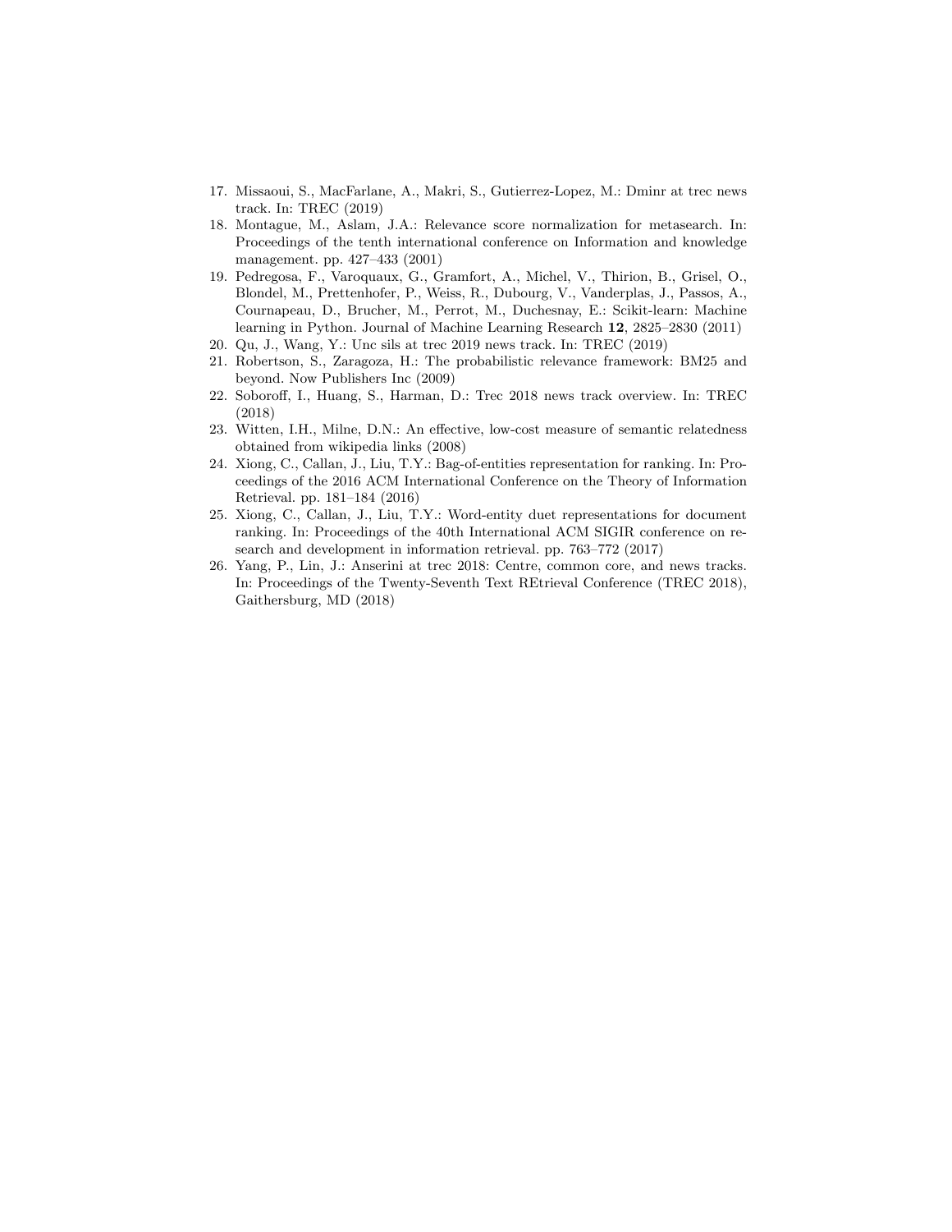17. Missaoui, S., MacFarlane, A., Makri, S., Gutierrez-Lopez, M.: Dminr at trec news track. In: TREC (2019)
18. Montague, M., Aslam, J.A.: Relevance score normalization for metasearch. In: Proceedings of the tenth international conference on Information and knowledge management. pp. 427–433 (2001)
19. Pedregosa, F., Varoquaux, G., Gramfort, A., Michel, V., Thirion, B., Grisel, O., Blondel, M., Prettenhofer, P., Weiss, R., Dubourg, V., Vanderplas, J., Passos, A., Cournapeau, D., Brucher, M., Perrot, M., Duchesnay, E.: Scikit-learn: Machine learning in Python. Journal of Machine Learning Research **12**, 2825–2830 (2011)
20. Qu, J., Wang, Y.: Unc sils at trec 2019 news track. In: TREC (2019)
21. Robertson, S., Zaragoza, H.: The probabilistic relevance framework: BM25 and beyond. Now Publishers Inc (2009)
22. Soboroff, I., Huang, S., Harman, D.: Trec 2018 news track overview. In: TREC (2018)
23. Witten, I.H., Milne, D.N.: An effective, low-cost measure of semantic relatedness obtained from wikipedia links (2008)
24. Xiong, C., Callan, J., Liu, T.Y.: Bag-of-entities representation for ranking. In: Proceedings of the 2016 ACM International Conference on the Theory of Information Retrieval. pp. 181–184 (2016)
25. Xiong, C., Callan, J., Liu, T.Y.: Word-entity duet representations for document ranking. In: Proceedings of the 40th International ACM SIGIR conference on research and development in information retrieval. pp. 763–772 (2017)
26. Yang, P., Lin, J.: Anserini at trec 2018: Centre, common core, and news tracks. In: Proceedings of the Twenty-Seventh Text REtrieval Conference (TREC 2018), Gaithersburg, MD (2018)